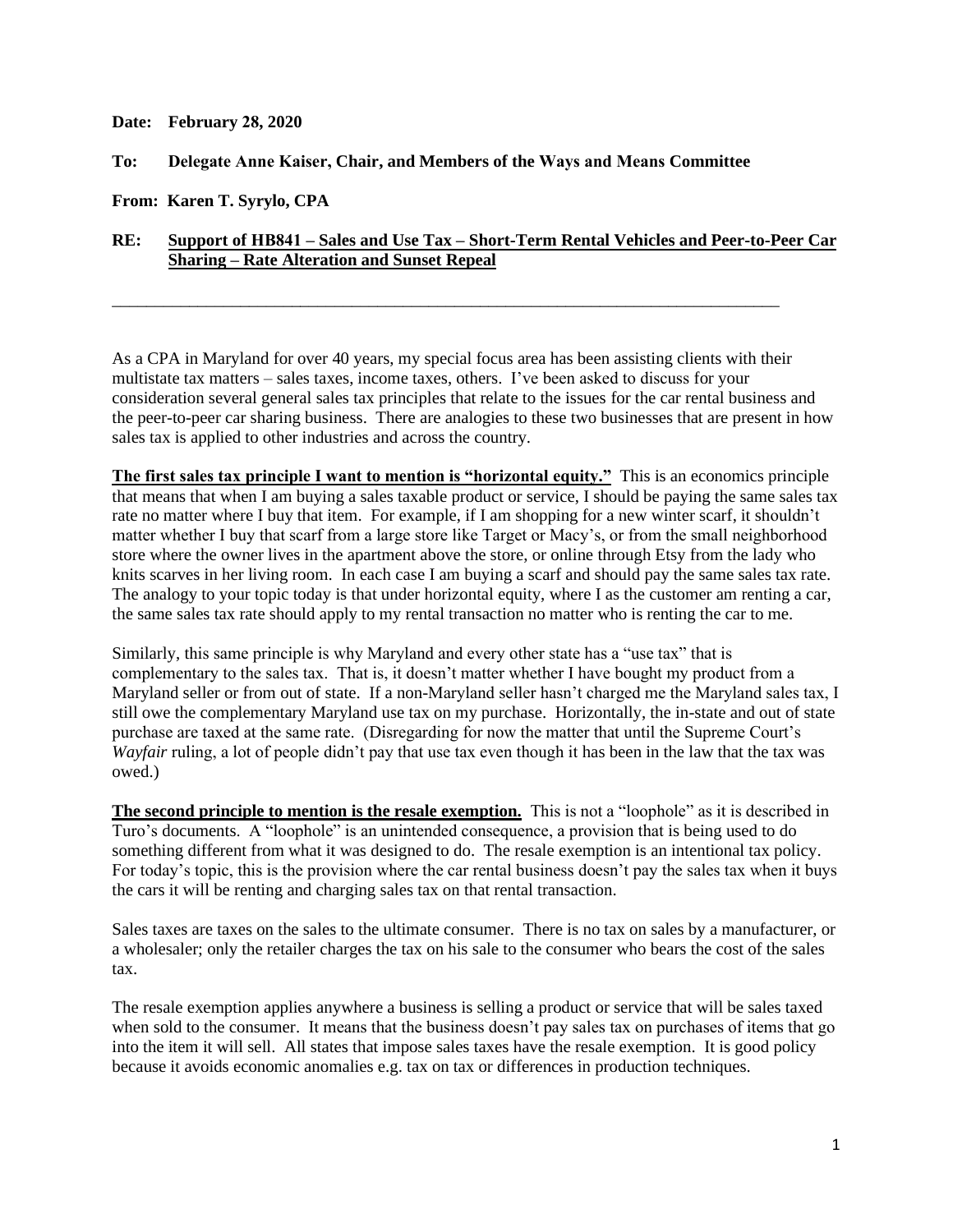**Date: February 28, 2020**

**To: Delegate Anne Kaiser, Chair, and Members of the Ways and Means Committee**

**From: Karen T. Syrylo, CPA**

**RE: Support of HB841 – Sales and Use Tax – Short-Term Rental Vehicles and Peer-to-Peer Car Sharing – Rate Alteration and Sunset Repeal**

---

As a CPA in Maryland for over 40 years, my special focus area has been assisting clients with their multistate tax matters – sales taxes, income taxes, others. I've been asked to discuss for your consideration several general sales tax principles that relate to the issues for the car rental business and the peer-to-peer car sharing business. There are analogies to these two businesses that are present in how sales tax is applied to other industries and across the country.

**The first sales tax principle I want to mention is "horizontal equity."** This is an economics principle that means that when I am buying a sales taxable product or service, I should be paying the same sales tax rate no matter where I buy that item. For example, if I am shopping for a new winter scarf, it shouldn't matter whether I buy that scarf from a large store like Target or Macy's, or from the small neighborhood store where the owner lives in the apartment above the store, or online through Etsy from the lady who knits scarves in her living room. In each case I am buying a scarf and should pay the same sales tax rate. The analogy to your topic today is that under horizontal equity, where I as the customer am renting a car, the same sales tax rate should apply to my rental transaction no matter who is renting the car to me.

Similarly, this same principle is why Maryland and every other state has a "use tax" that is complementary to the sales tax. That is, it doesn't matter whether I have bought my product from a Maryland seller or from out of state. If a non-Maryland seller hasn't charged me the Maryland sales tax, I still owe the complementary Maryland use tax on my purchase. Horizontally, the in-state and out of state purchase are taxed at the same rate. (Disregarding for now the matter that until the Supreme Court's *Wayfair* ruling, a lot of people didn't pay that use tax even though it has been in the law that the tax was owed.)

**The second principle to mention is the resale exemption.** This is not a "loophole" as it is described in Turo's documents. A "loophole" is an unintended consequence, a provision that is being used to do something different from what it was designed to do. The resale exemption is an intentional tax policy. For today's topic, this is the provision where the car rental business doesn't pay the sales tax when it buys the cars it will be renting and charging sales tax on that rental transaction.

Sales taxes are taxes on the sales to the ultimate consumer. There is no tax on sales by a manufacturer, or a wholesaler; only the retailer charges the tax on his sale to the consumer who bears the cost of the sales tax.

The resale exemption applies anywhere a business is selling a product or service that will be sales taxed when sold to the consumer. It means that the business doesn't pay sales tax on purchases of items that go into the item it will sell. All states that impose sales taxes have the resale exemption. It is good policy because it avoids economic anomalies e.g. tax on tax or differences in production techniques.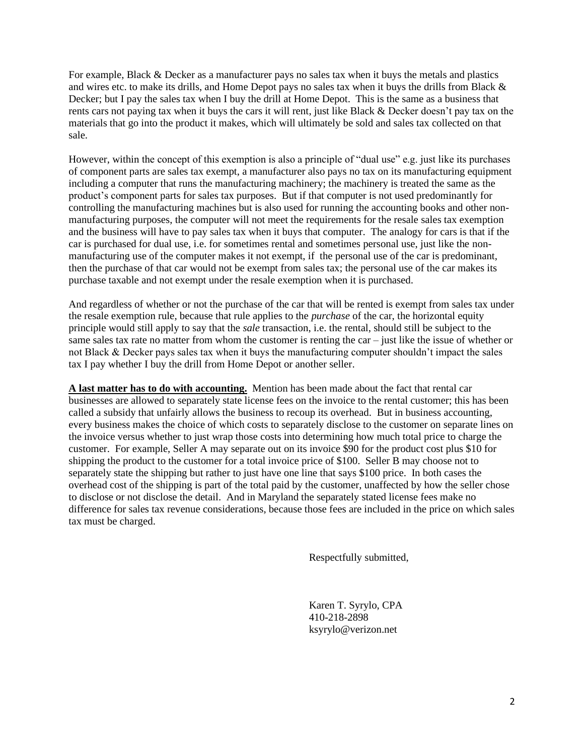For example, Black & Decker as a manufacturer pays no sales tax when it buys the metals and plastics and wires etc. to make its drills, and Home Depot pays no sales tax when it buys the drills from Black & Decker; but I pay the sales tax when I buy the drill at Home Depot. This is the same as a business that rents cars not paying tax when it buys the cars it will rent, just like Black & Decker doesn't pay tax on the materials that go into the product it makes, which will ultimately be sold and sales tax collected on that sale.

However, within the concept of this exemption is also a principle of "dual use" e.g. just like its purchases of component parts are sales tax exempt, a manufacturer also pays no tax on its manufacturing equipment including a computer that runs the manufacturing machinery; the machinery is treated the same as the product's component parts for sales tax purposes. But if that computer is not used predominantly for controlling the manufacturing machines but is also used for running the accounting books and other non-manufacturing purposes, the computer will not meet the requirements for the resale sales tax exemption and the business will have to pay sales tax when it buys that computer. The analogy for cars is that if the car is purchased for dual use, i.e. for sometimes rental and sometimes personal use, just like the non-manufacturing use of the computer makes it not exempt, if the personal use of the car is predominant, then the purchase of that car would not be exempt from sales tax; the personal use of the car makes its purchase taxable and not exempt under the resale exemption when it is purchased.

And regardless of whether or not the purchase of the car that will be rented is exempt from sales tax under the resale exemption rule, because that rule applies to the *purchase* of the car, the horizontal equity principle would still apply to say that the *sale* transaction, i.e. the rental, should still be subject to the same sales tax rate no matter from whom the customer is renting the car – just like the issue of whether or not Black & Decker pays sales tax when it buys the manufacturing computer shouldn't impact the sales tax I pay whether I buy the drill from Home Depot or another seller.

**A last matter has to do with accounting.** Mention has been made about the fact that rental car businesses are allowed to separately state license fees on the invoice to the rental customer; this has been called a subsidy that unfairly allows the business to recoup its overhead. But in business accounting, every business makes the choice of which costs to separately disclose to the customer on separate lines on the invoice versus whether to just wrap those costs into determining how much total price to charge the customer. For example, Seller A may separate out on its invoice $90 for the product cost plus $10 for shipping the product to the customer for a total invoice price of $100. Seller B may choose not to separately state the shipping but rather to just have one line that says $100 price. In both cases the overhead cost of the shipping is part of the total paid by the customer, unaffected by how the seller chose to disclose or not disclose the detail. And in Maryland the separately stated license fees make no difference for sales tax revenue considerations, because those fees are included in the price on which sales tax must be charged.

Respectfully submitted,

Karen T. Syrylo, CPA
410-218-2898
ksyrylo@verizon.net